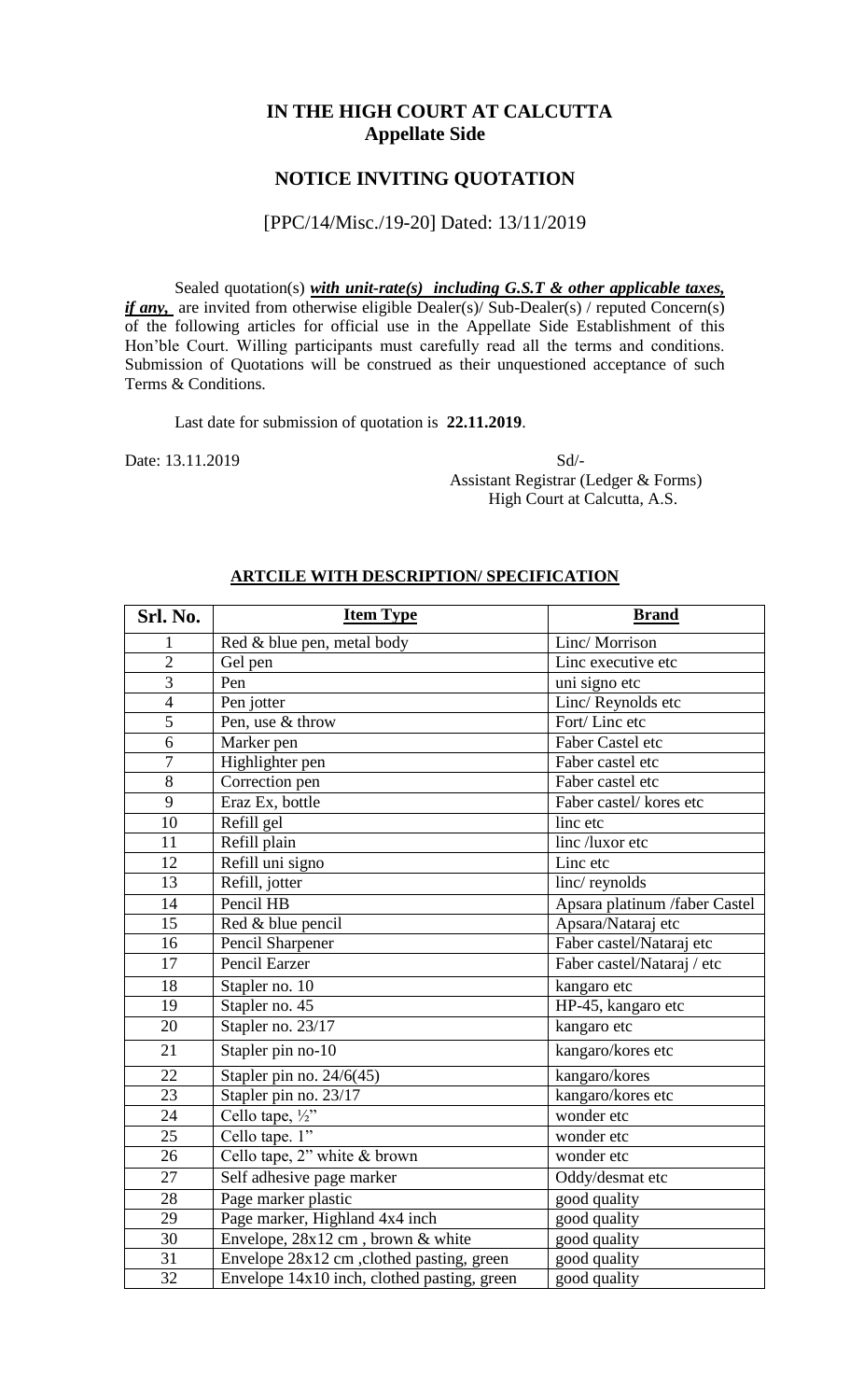# IN THE HIGH COURT AT CALCUTTA
## Appellate Side

## NOTICE INVITING QUOTATION

[PPC/14/Misc./19-20] Dated: 13/11/2019

Sealed quotation(s) ***with unit-rate(s) including G.S.T & other applicable taxes, if any,*** are invited from otherwise eligible Dealer(s)/ Sub-Dealer(s) / reputed Concern(s) of the following articles for official use in the Appellate Side Establishment of this Hon'ble Court. Willing participants must carefully read all the terms and conditions. Submission of Quotations will be construed as their unquestioned acceptance of such Terms & Conditions.

Last date for submission of quotation is **22.11.2019**.

Date: 13.11.2019

Sd/-
Assistant Registrar (Ledger & Forms)
High Court at Calcutta, A.S.

**ARTCILE WITH DESCRIPTION/ SPECIFICATION**

| Srl. No. | Item Type | Brand |
|---|---|---|
| 1 | Red & blue pen, metal body | Linc/ Morrison |
| 2 | Gel pen | Linc executive etc |
| 3 | Pen | uni signo etc |
| 4 | Pen jotter | Linc/ Reynolds etc |
| 5 | Pen, use & throw | Fort/ Linc etc |
| 6 | Marker pen | Faber Castel etc |
| 7 | Highlighter pen | Faber castel etc |
| 8 | Correction pen | Faber castel etc |
| 9 | Eraz Ex, bottle | Faber castel/ kores etc |
| 10 | Refill gel | linc etc |
| 11 | Refill plain | linc /luxor etc |
| 12 | Refill uni signo | Linc etc |
| 13 | Refill, jotter | linc/ reynolds |
| 14 | Pencil HB | Apsara platinum /faber Castel |
| 15 | Red & blue pencil | Apsara/Nataraj etc |
| 16 | Pencil Sharpener | Faber castel/Nataraj etc |
| 17 | Pencil Earzer | Faber castel/Nataraj / etc |
| 18 | Stapler no. 10 | kangaro etc |
| 19 | Stapler no. 45 | HP-45, kangaro etc |
| 20 | Stapler no. 23/17 | kangaro etc |
| 21 | Stapler pin no-10 | kangaro/kores etc |
| 22 | Stapler pin no. 24/6(45) | kangaro/kores |
| 23 | Stapler pin no. 23/17 | kangaro/kores etc |
| 24 | Cello tape, ½" | wonder etc |
| 25 | Cello tape. 1" | wonder etc |
| 26 | Cello tape, 2" white & brown | wonder etc |
| 27 | Self adhesive page marker | Oddy/desmat etc |
| 28 | Page marker plastic | good quality |
| 29 | Page marker, Highland 4x4 inch | good quality |
| 30 | Envelope, 28x12 cm , brown & white | good quality |
| 31 | Envelope 28x12 cm ,clothed pasting, green | good quality |
| 32 | Envelope 14x10 inch, clothed pasting, green | good quality |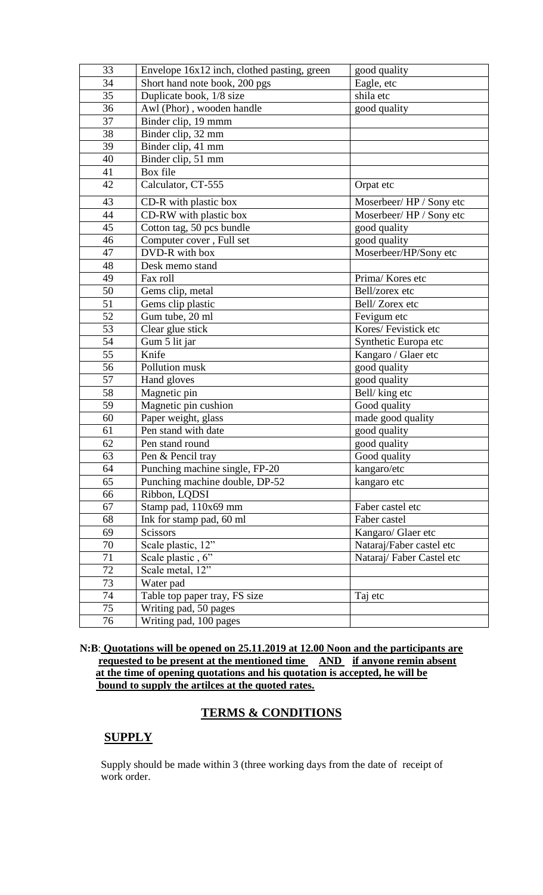| 33 | Envelope 16x12 inch, clothed pasting, green | good quality |
|---|---|---|
| 34 | Short hand note book, 200 pgs | Eagle, etc |
| 35 | Duplicate book, 1/8 size | shila etc |
| 36 | Awl (Phor) , wooden handle | good quality |
| 37 | Binder clip, 19 mmm | |
| 38 | Binder clip, 32 mm | |
| 39 | Binder clip, 41 mm | |
| 40 | Binder clip, 51 mm | |
| 41 | Box file | |
| 42 | Calculator, CT-555 | Orpat etc |
| 43 | CD-R with plastic box | Moserbeer/ HP / Sony etc |
| 44 | CD-RW with plastic box | Moserbeer/ HP / Sony etc |
| 45 | Cotton tag, 50 pcs bundle | good quality |
| 46 | Computer cover , Full set | good quality |
| 47 | DVD-R with box | Moserbeer/HP/Sony etc |
| 48 | Desk memo stand | |
| 49 | Fax roll | Prima/ Kores etc |
| 50 | Gems clip, metal | Bell/zorex etc |
| 51 | Gems clip plastic | Bell/ Zorex etc |
| 52 | Gum tube, 20 ml | Fevigum etc |
| 53 | Clear glue stick | Kores/ Fevistick etc |
| 54 | Gum 5 lit jar | Synthetic Europa etc |
| 55 | Knife | Kangaro / Glaer etc |
| 56 | Pollution musk | good quality |
| 57 | Hand gloves | good quality |
| 58 | Magnetic pin | Bell/ king etc |
| 59 | Magnetic pin cushion | Good quality |
| 60 | Paper weight, glass | made good quality |
| 61 | Pen stand with date | good quality |
| 62 | Pen stand round | good quality |
| 63 | Pen & Pencil tray | Good quality |
| 64 | Punching machine single, FP-20 | kangaro/etc |
| 65 | Punching machine double, DP-52 | kangaro etc |
| 66 | Ribbon, LQDSI | |
| 67 | Stamp pad, 110x69 mm | Faber castel etc |
| 68 | Ink for stamp pad, 60 ml | Faber castel |
| 69 | Scissors | Kangaro/ Glaer etc |
| 70 | Scale plastic, 12" | Nataraj/Faber castel etc |
| 71 | Scale plastic , 6" | Nataraj/ Faber Castel etc |
| 72 | Scale metal, 12" | |
| 73 | Water pad | |
| 74 | Table top paper tray, FS size | Taj etc |
| 75 | Writing pad, 50 pages | |
| 76 | Writing pad, 100 pages | |

**N:B**: **Quotations will be opened on 25.11.2019 at 12.00 Noon and the participants are requested to be present at the mentioned time AND if anyone remin absent at the time of opening quotations and his quotation is accepted, he will be bound to supply the artilces at the quoted rates.**

## TERMS & CONDITIONS

### SUPPLY

Supply should be made within 3 (three working days from the date of receipt of work order.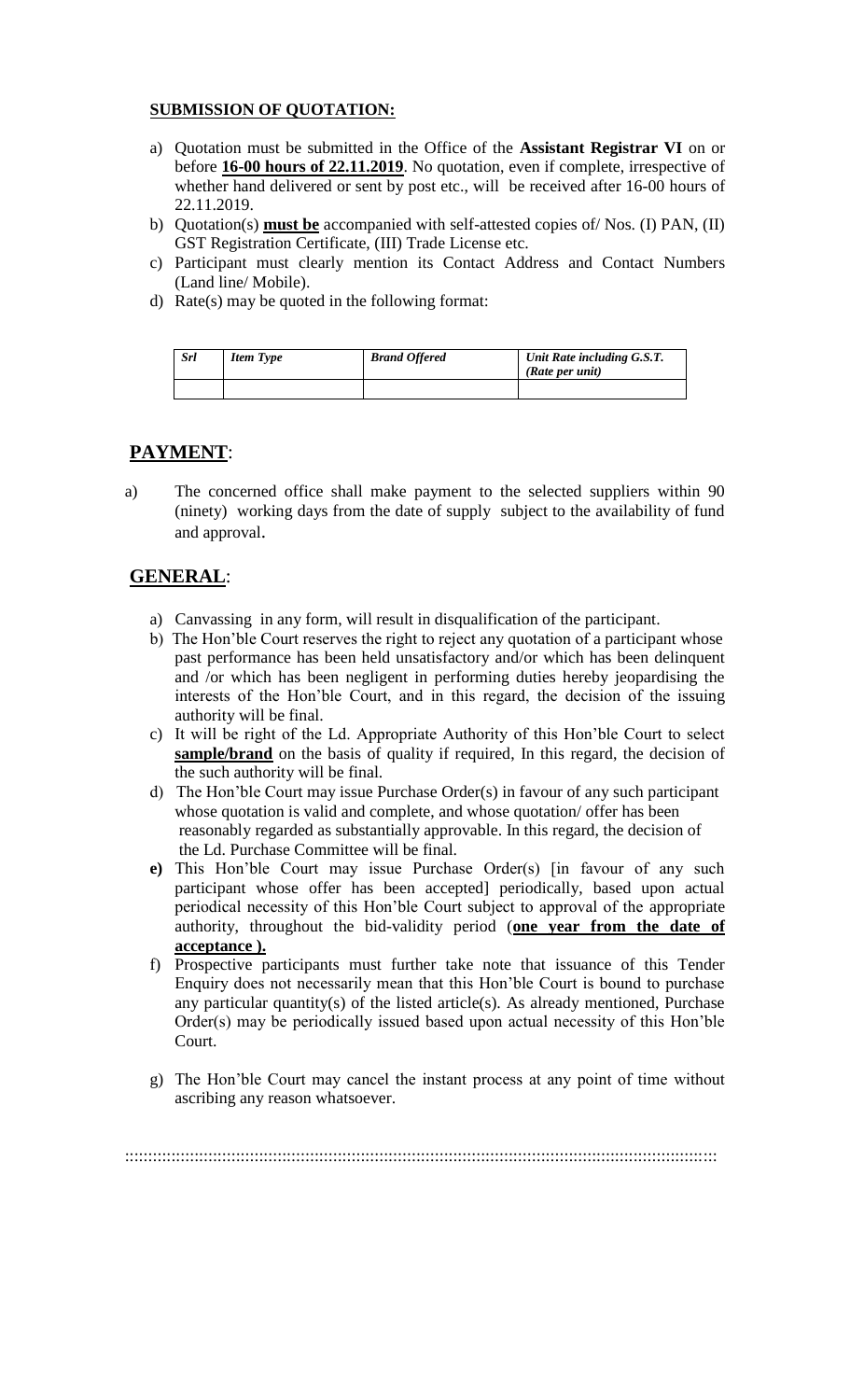**SUBMISSION OF QUOTATION:**

a) Quotation must be submitted in the Office of the **Assistant Registrar VI** on or before **16-00 hours of 22.11.2019**. No quotation, even if complete, irrespective of whether hand delivered or sent by post etc., will be received after 16-00 hours of 22.11.2019.

b) Quotation(s) **must be** accompanied with self-attested copies of/ Nos. (I) PAN, (II) GST Registration Certificate, (III) Trade License etc.

c) Participant must clearly mention its Contact Address and Contact Numbers (Land line/ Mobile).

d) Rate(s) may be quoted in the following format:

| *Srl* | *Item Type* | *Brand Offered* | *Unit Rate including G.S.T. (Rate per unit)* |
|---|---|---|---|
| | | | |

## PAYMENT:

a) The concerned office shall make payment to the selected suppliers within 90 (ninety) working days from the date of supply subject to the availability of fund and approval.

## GENERAL:

a) Canvassing in any form, will result in disqualification of the participant.

b) The Hon'ble Court reserves the right to reject any quotation of a participant whose past performance has been held unsatisfactory and/or which has been delinquent and /or which has been negligent in performing duties hereby jeopardising the interests of the Hon'ble Court, and in this regard, the decision of the issuing authority will be final.

c) It will be right of the Ld. Appropriate Authority of this Hon'ble Court to select **sample/brand** on the basis of quality if required, In this regard, the decision of the such authority will be final.

d) The Hon'ble Court may issue Purchase Order(s) in favour of any such participant whose quotation is valid and complete, and whose quotation/ offer has been reasonably regarded as substantially approvable. In this regard, the decision of the Ld. Purchase Committee will be final.

**e)** This Hon'ble Court may issue Purchase Order(s) [in favour of any such participant whose offer has been accepted] periodically, based upon actual periodical necessity of this Hon'ble Court subject to approval of the appropriate authority, throughout the bid-validity period (**one year from the date of acceptance ).**

f) Prospective participants must further take note that issuance of this Tender Enquiry does not necessarily mean that this Hon'ble Court is bound to purchase any particular quantity(s) of the listed article(s). As already mentioned, Purchase Order(s) may be periodically issued based upon actual necessity of this Hon'ble Court.

g) The Hon'ble Court may cancel the instant process at any point of time without ascribing any reason whatsoever.